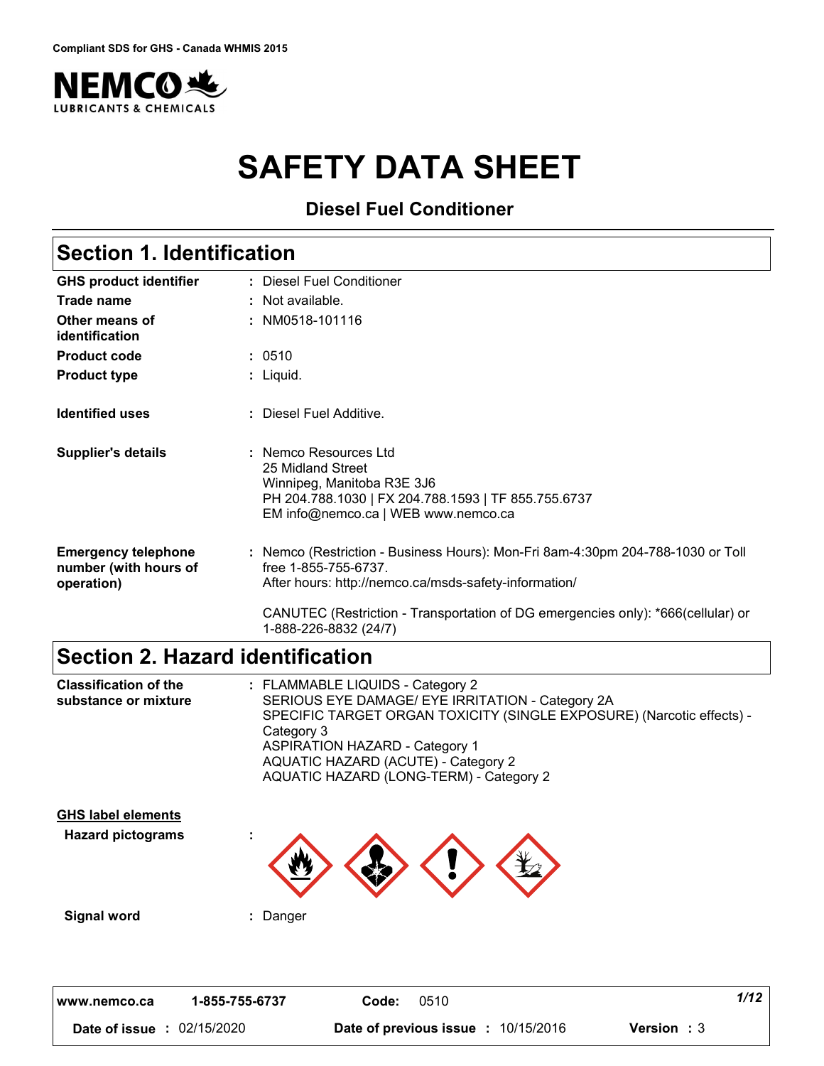Compliant SDS for GHS - Canada WHMIS 2015

NEMCO LUBRICANTS & CHEMICALS

# SAFETY DATA SHEET

## Diesel Fuel Conditioner

## Section 1. Identification

| | |
|---|---|
| **GHS product identifier** | : Diesel Fuel Conditioner |
| **Trade name** | : Not available. |
| **Other means of identification** | : NM0518-101116 |
| **Product code** | : 0510 |
| **Product type** | : Liquid. |
| **Identified uses** | : Diesel Fuel Additive. |
| **Supplier's details** | : Nemco Resources Ltd<br>25 Midland Street<br>Winnipeg, Manitoba R3E 3J6<br>PH 204.788.1030 \| FX 204.788.1593 \| TF 855.755.6737<br>EM info@nemco.ca \| WEB www.nemco.ca |
| **Emergency telephone number (with hours of operation)** | : Nemco (Restriction - Business Hours): Mon-Fri 8am-4:30pm 204-788-1030 or Toll free 1-855-755-6737.<br>After hours: http://nemco.ca/msds-safety-information/<br><br>CANUTEC (Restriction - Transportation of DG emergencies only): *666(cellular) or 1-888-226-8832 (24/7) |

## Section 2. Hazard identification

| | |
|---|---|
| **Classification of the substance or mixture** | : FLAMMABLE LIQUIDS - Category 2<br>SERIOUS EYE DAMAGE/ EYE IRRITATION - Category 2A<br>SPECIFIC TARGET ORGAN TOXICITY (SINGLE EXPOSURE) (Narcotic effects) - Category 3<br>ASPIRATION HAZARD - Category 1<br>AQUATIC HAZARD (ACUTE) - Category 2<br>AQUATIC HAZARD (LONG-TERM) - Category 2 |

**GHS label elements**

**Hazard pictograms** :

**Signal word** : Danger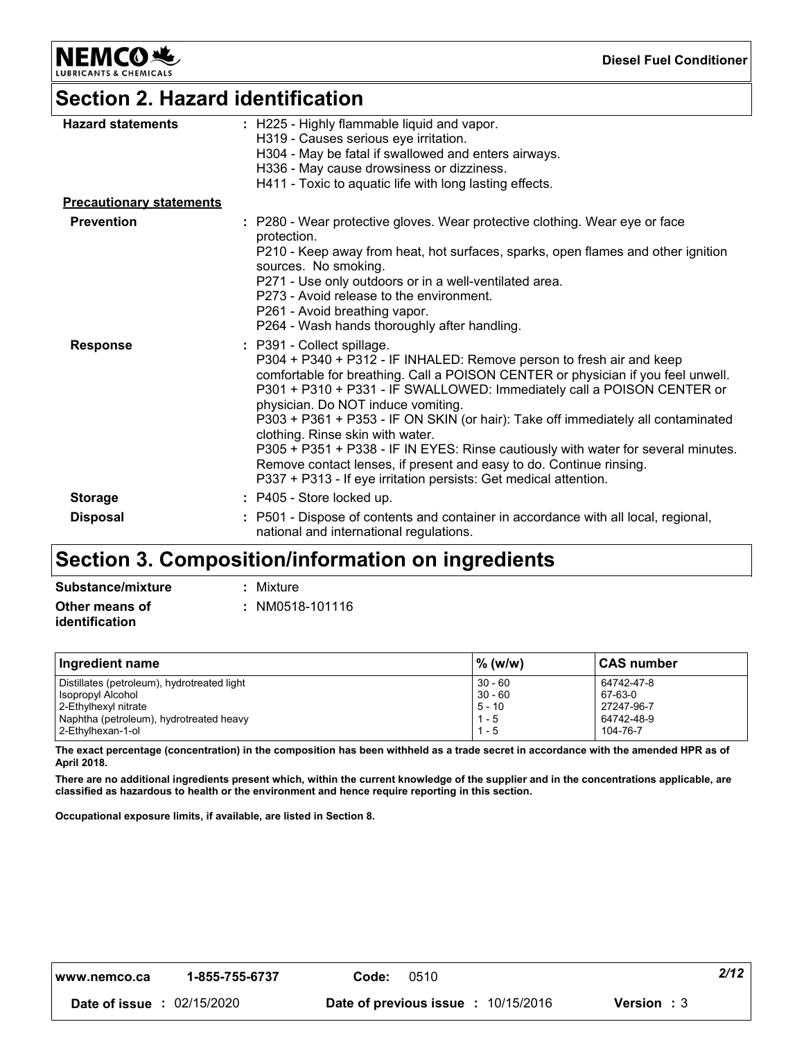## Section 2. Hazard identification

**Hazard statements** : H225 - Highly flammable liquid and vapor.
H319 - Causes serious eye irritation.
H304 - May be fatal if swallowed and enters airways.
H336 - May cause drowsiness or dizziness.
H411 - Toxic to aquatic life with long lasting effects.

**Precautionary statements**

**Prevention** : P280 - Wear protective gloves. Wear protective clothing. Wear eye or face protection.
P210 - Keep away from heat, hot surfaces, sparks, open flames and other ignition sources. No smoking.
P271 - Use only outdoors or in a well-ventilated area.
P273 - Avoid release to the environment.
P261 - Avoid breathing vapor.
P264 - Wash hands thoroughly after handling.

**Response** : P391 - Collect spillage.
P304 + P340 + P312 - IF INHALED: Remove person to fresh air and keep comfortable for breathing. Call a POISON CENTER or physician if you feel unwell.
P301 + P310 + P331 - IF SWALLOWED: Immediately call a POISON CENTER or physician. Do NOT induce vomiting.
P303 + P361 + P353 - IF ON SKIN (or hair): Take off immediately all contaminated clothing. Rinse skin with water.
P305 + P351 + P338 - IF IN EYES: Rinse cautiously with water for several minutes. Remove contact lenses, if present and easy to do. Continue rinsing.
P337 + P313 - If eye irritation persists: Get medical attention.

**Storage** : P405 - Store locked up.

**Disposal** : P501 - Dispose of contents and container in accordance with all local, regional, national and international regulations.

## Section 3. Composition/information on ingredients

**Substance/mixture** : Mixture

**Other means of identification** : NM0518-101116

| Ingredient name | % (w/w) | CAS number |
|---|---|---|
| Distillates (petroleum), hydrotreated light | 30 - 60 | 64742-47-8 |
| Isopropyl Alcohol | 30 - 60 | 67-63-0 |
| 2-Ethylhexyl nitrate | 5 - 10 | 27247-96-7 |
| Naphtha (petroleum), hydrotreated heavy | 1 - 5 | 64742-48-9 |
| 2-Ethylhexan-1-ol | 1 - 5 | 104-76-7 |

**The exact percentage (concentration) in the composition has been withheld as a trade secret in accordance with the amended HPR as of April 2018.**

**There are no additional ingredients present which, within the current knowledge of the supplier and in the concentrations applicable, are classified as hazardous to health or the environment and hence require reporting in this section.**

**Occupational exposure limits, if available, are listed in Section 8.**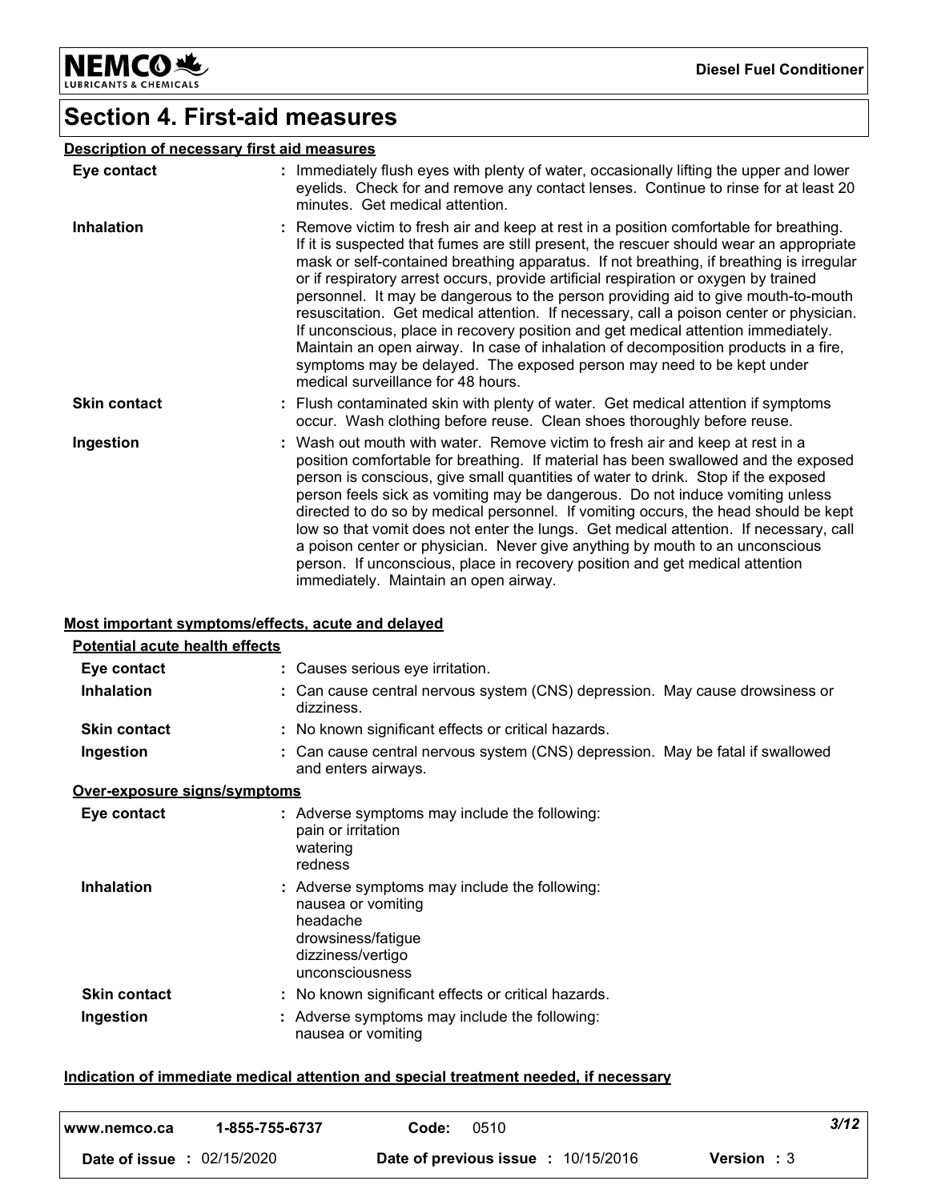# Section 4. First-aid measures

## Description of necessary first aid measures

| | |
|---|---|
| **Eye contact** | : Immediately flush eyes with plenty of water, occasionally lifting the upper and lower eyelids. Check for and remove any contact lenses. Continue to rinse for at least 20 minutes. Get medical attention. |
| **Inhalation** | : Remove victim to fresh air and keep at rest in a position comfortable for breathing. If it is suspected that fumes are still present, the rescuer should wear an appropriate mask or self-contained breathing apparatus. If not breathing, if breathing is irregular or if respiratory arrest occurs, provide artificial respiration or oxygen by trained personnel. It may be dangerous to the person providing aid to give mouth-to-mouth resuscitation. Get medical attention. If necessary, call a poison center or physician. If unconscious, place in recovery position and get medical attention immediately. Maintain an open airway. In case of inhalation of decomposition products in a fire, symptoms may be delayed. The exposed person may need to be kept under medical surveillance for 48 hours. |
| **Skin contact** | : Flush contaminated skin with plenty of water. Get medical attention if symptoms occur. Wash clothing before reuse. Clean shoes thoroughly before reuse. |
| **Ingestion** | : Wash out mouth with water. Remove victim to fresh air and keep at rest in a position comfortable for breathing. If material has been swallowed and the exposed person is conscious, give small quantities of water to drink. Stop if the exposed person feels sick as vomiting may be dangerous. Do not induce vomiting unless directed to do so by medical personnel. If vomiting occurs, the head should be kept low so that vomit does not enter the lungs. Get medical attention. If necessary, call a poison center or physician. Never give anything by mouth to an unconscious person. If unconscious, place in recovery position and get medical attention immediately. Maintain an open airway. |

## Most important symptoms/effects, acute and delayed

### Potential acute health effects

| | |
|---|---|
| **Eye contact** | : Causes serious eye irritation. |
| **Inhalation** | : Can cause central nervous system (CNS) depression. May cause drowsiness or dizziness. |
| **Skin contact** | : No known significant effects or critical hazards. |
| **Ingestion** | : Can cause central nervous system (CNS) depression. May be fatal if swallowed and enters airways. |

### Over-exposure signs/symptoms

| | |
|---|---|
| **Eye contact** | : Adverse symptoms may include the following:<br>pain or irritation<br>watering<br>redness |
| **Inhalation** | : Adverse symptoms may include the following:<br>nausea or vomiting<br>headache<br>drowsiness/fatigue<br>dizziness/vertigo<br>unconsciousness |
| **Skin contact** | : No known significant effects or critical hazards. |
| **Ingestion** | : Adverse symptoms may include the following:<br>nausea or vomiting |

## Indication of immediate medical attention and special treatment needed, if necessary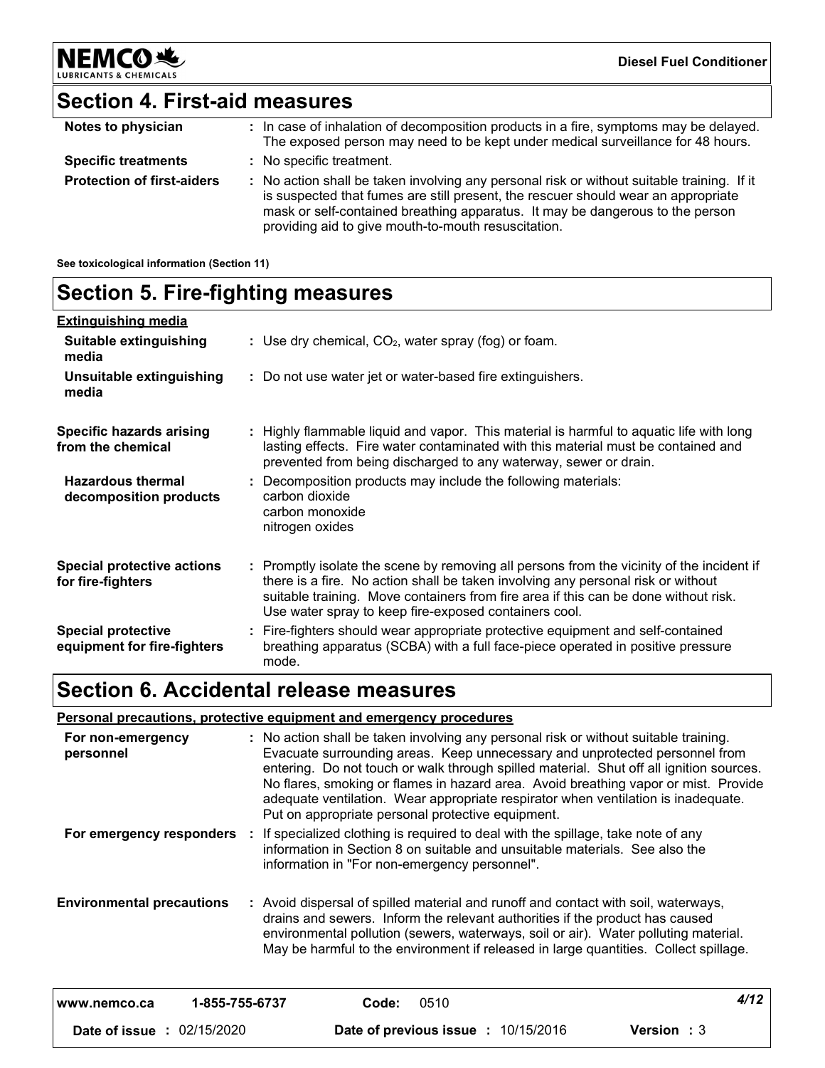## Section 4. First-aid measures

| | |
|---|---|
| **Notes to physician** | : In case of inhalation of decomposition products in a fire, symptoms may be delayed. The exposed person may need to be kept under medical surveillance for 48 hours. |
| **Specific treatments** | : No specific treatment. |
| **Protection of first-aiders** | : No action shall be taken involving any personal risk or without suitable training. If it is suspected that fumes are still present, the rescuer should wear an appropriate mask or self-contained breathing apparatus. It may be dangerous to the person providing aid to give mouth-to-mouth resuscitation. |

**See toxicological information (Section 11)**

## Section 5. Fire-fighting measures

**Extinguishing media**

| | |
|---|---|
| **Suitable extinguishing media** | : Use dry chemical, $CO_2$, water spray (fog) or foam. |
| **Unsuitable extinguishing media** | : Do not use water jet or water-based fire extinguishers. |
| **Specific hazards arising from the chemical** | : Highly flammable liquid and vapor. This material is harmful to aquatic life with long lasting effects. Fire water contaminated with this material must be contained and prevented from being discharged to any waterway, sewer or drain. |
| **Hazardous thermal decomposition products** | : Decomposition products may include the following materials: carbon dioxide, carbon monoxide, nitrogen oxides |
| **Special protective actions for fire-fighters** | : Promptly isolate the scene by removing all persons from the vicinity of the incident if there is a fire. No action shall be taken involving any personal risk or without suitable training. Move containers from fire area if this can be done without risk. Use water spray to keep fire-exposed containers cool. |
| **Special protective equipment for fire-fighters** | : Fire-fighters should wear appropriate protective equipment and self-contained breathing apparatus (SCBA) with a full face-piece operated in positive pressure mode. |

## Section 6. Accidental release measures

**Personal precautions, protective equipment and emergency procedures**

| | |
|---|---|
| **For non-emergency personnel** | : No action shall be taken involving any personal risk or without suitable training. Evacuate surrounding areas. Keep unnecessary and unprotected personnel from entering. Do not touch or walk through spilled material. Shut off all ignition sources. No flares, smoking or flames in hazard area. Avoid breathing vapor or mist. Provide adequate ventilation. Wear appropriate respirator when ventilation is inadequate. Put on appropriate personal protective equipment. |
| **For emergency responders** | : If specialized clothing is required to deal with the spillage, take note of any information in Section 8 on suitable and unsuitable materials. See also the information in "For non-emergency personnel". |
| **Environmental precautions** | : Avoid dispersal of spilled material and runoff and contact with soil, waterways, drains and sewers. Inform the relevant authorities if the product has caused environmental pollution (sewers, waterways, soil or air). Water polluting material. May be harmful to the environment if released in large quantities. Collect spillage. |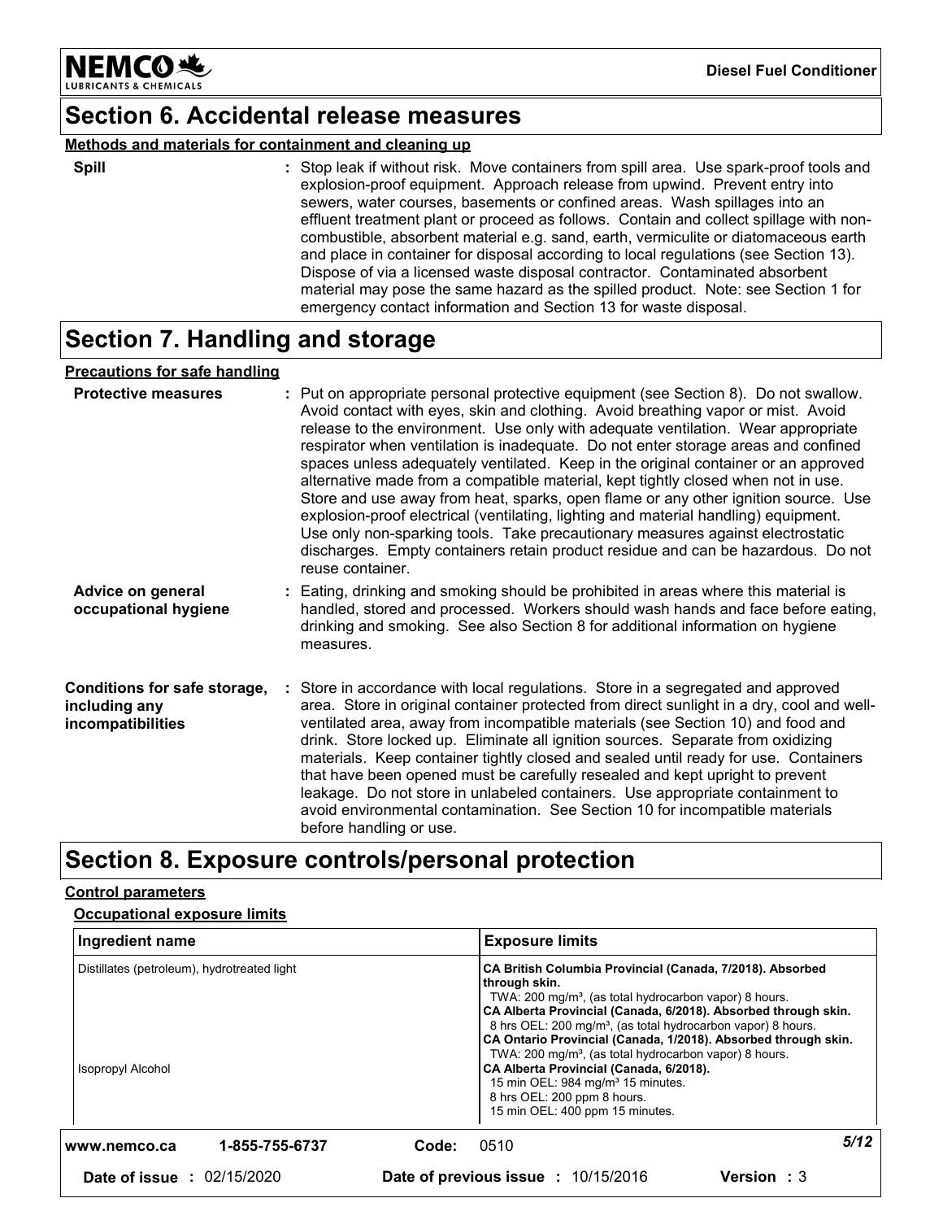## Section 6. Accidental release measures

**Methods and materials for containment and cleaning up**

**Spill** : Stop leak if without risk. Move containers from spill area. Use spark-proof tools and explosion-proof equipment. Approach release from upwind. Prevent entry into sewers, water courses, basements or confined areas. Wash spillages into an effluent treatment plant or proceed as follows. Contain and collect spillage with non-combustible, absorbent material e.g. sand, earth, vermiculite or diatomaceous earth and place in container for disposal according to local regulations (see Section 13). Dispose of via a licensed waste disposal contractor. Contaminated absorbent material may pose the same hazard as the spilled product. Note: see Section 1 for emergency contact information and Section 13 for waste disposal.

## Section 7. Handling and storage

**Precautions for safe handling**

**Protective measures** : Put on appropriate personal protective equipment (see Section 8). Do not swallow. Avoid contact with eyes, skin and clothing. Avoid breathing vapor or mist. Avoid release to the environment. Use only with adequate ventilation. Wear appropriate respirator when ventilation is inadequate. Do not enter storage areas and confined spaces unless adequately ventilated. Keep in the original container or an approved alternative made from a compatible material, kept tightly closed when not in use. Store and use away from heat, sparks, open flame or any other ignition source. Use explosion-proof electrical (ventilating, lighting and material handling) equipment. Use only non-sparking tools. Take precautionary measures against electrostatic discharges. Empty containers retain product residue and can be hazardous. Do not reuse container.

**Advice on general occupational hygiene** : Eating, drinking and smoking should be prohibited in areas where this material is handled, stored and processed. Workers should wash hands and face before eating, drinking and smoking. See also Section 8 for additional information on hygiene measures.

**Conditions for safe storage, including any incompatibilities** : Store in accordance with local regulations. Store in a segregated and approved area. Store in original container protected from direct sunlight in a dry, cool and well-ventilated area, away from incompatible materials (see Section 10) and food and drink. Store locked up. Eliminate all ignition sources. Separate from oxidizing materials. Keep container tightly closed and sealed until ready for use. Containers that have been opened must be carefully resealed and kept upright to prevent leakage. Do not store in unlabeled containers. Use appropriate containment to avoid environmental contamination. See Section 10 for incompatible materials before handling or use.

## Section 8. Exposure controls/personal protection

**Control parameters**

**Occupational exposure limits**

| Ingredient name | Exposure limits |
|---|---|
| Distillates (petroleum), hydrotreated light | **CA British Columbia Provincial (Canada, 7/2018). Absorbed through skin.**<br>TWA: 200 mg/m³, (as total hydrocarbon vapor) 8 hours.<br>**CA Alberta Provincial (Canada, 6/2018). Absorbed through skin.**<br>8 hrs OEL: 200 mg/m³, (as total hydrocarbon vapor) 8 hours.<br>**CA Ontario Provincial (Canada, 1/2018). Absorbed through skin.**<br>TWA: 200 mg/m³, (as total hydrocarbon vapor) 8 hours. |
| Isopropyl Alcohol | **CA Alberta Provincial (Canada, 6/2018).**<br>15 min OEL: 984 mg/m³ 15 minutes.<br>8 hrs OEL: 200 ppm 8 hours.<br>15 min OEL: 400 ppm 15 minutes. |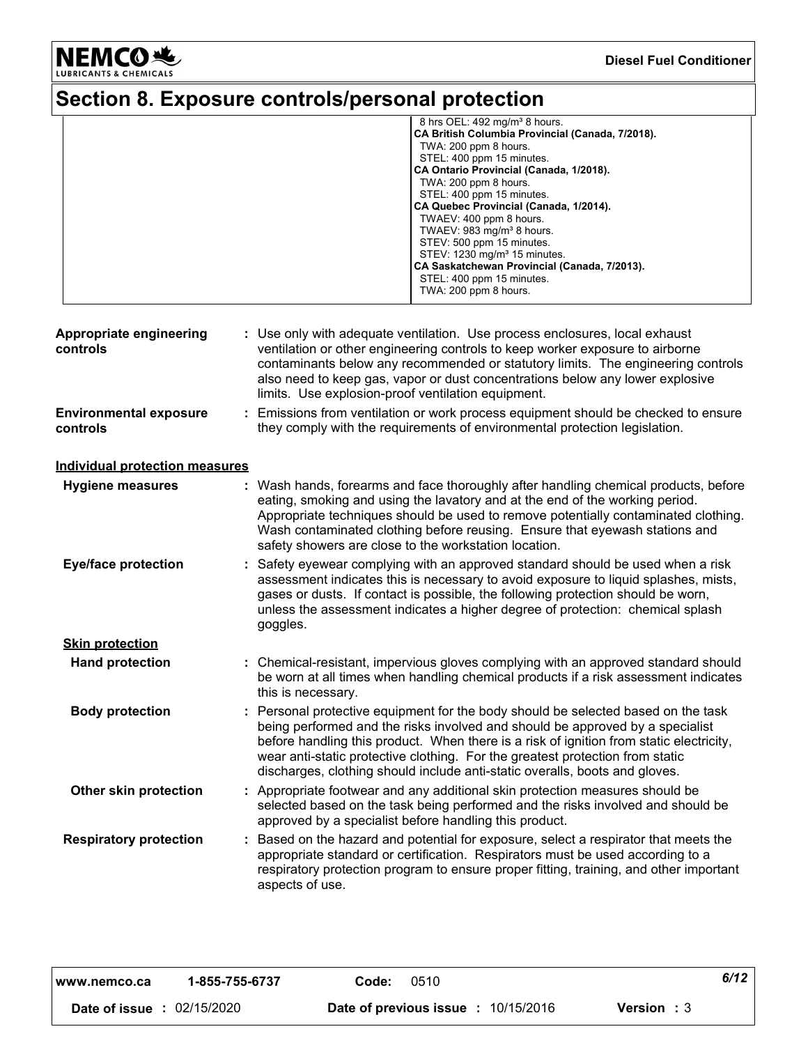# Section 8. Exposure controls/personal protection

| | |
|---|---|
| | 8 hrs OEL: 492 mg/m³ 8 hours.<br>**CA British Columbia Provincial (Canada, 7/2018).**<br>TWA: 200 ppm 8 hours.<br>STEL: 400 ppm 15 minutes.<br>**CA Ontario Provincial (Canada, 1/2018).**<br>TWA: 200 ppm 8 hours.<br>STEL: 400 ppm 15 minutes.<br>**CA Quebec Provincial (Canada, 1/2014).**<br>TWAEV: 400 ppm 8 hours.<br>TWAEV: 983 mg/m³ 8 hours.<br>STEV: 500 ppm 15 minutes.<br>STEV: 1230 mg/m³ 15 minutes.<br>**CA Saskatchewan Provincial (Canada, 7/2013).**<br>STEL: 400 ppm 15 minutes.<br>TWA: 200 ppm 8 hours. |

**Appropriate engineering controls** : Use only with adequate ventilation. Use process enclosures, local exhaust ventilation or other engineering controls to keep worker exposure to airborne contaminants below any recommended or statutory limits. The engineering controls also need to keep gas, vapor or dust concentrations below any lower explosive limits. Use explosion-proof ventilation equipment.

**Environmental exposure controls** : Emissions from ventilation or work process equipment should be checked to ensure they comply with the requirements of environmental protection legislation.

**Individual protection measures**

**Hygiene measures** : Wash hands, forearms and face thoroughly after handling chemical products, before eating, smoking and using the lavatory and at the end of the working period. Appropriate techniques should be used to remove potentially contaminated clothing. Wash contaminated clothing before reusing. Ensure that eyewash stations and safety showers are close to the workstation location.

**Eye/face protection** : Safety eyewear complying with an approved standard should be used when a risk assessment indicates this is necessary to avoid exposure to liquid splashes, mists, gases or dusts. If contact is possible, the following protection should be worn, unless the assessment indicates a higher degree of protection: chemical splash goggles.

**Skin protection**

**Hand protection** : Chemical-resistant, impervious gloves complying with an approved standard should be worn at all times when handling chemical products if a risk assessment indicates this is necessary.

**Body protection** : Personal protective equipment for the body should be selected based on the task being performed and the risks involved and should be approved by a specialist before handling this product. When there is a risk of ignition from static electricity, wear anti-static protective clothing. For the greatest protection from static discharges, clothing should include anti-static overalls, boots and gloves.

**Other skin protection** : Appropriate footwear and any additional skin protection measures should be selected based on the task being performed and the risks involved and should be approved by a specialist before handling this product.

**Respiratory protection** : Based on the hazard and potential for exposure, select a respirator that meets the appropriate standard or certification. Respirators must be used according to a respiratory protection program to ensure proper fitting, training, and other important aspects of use.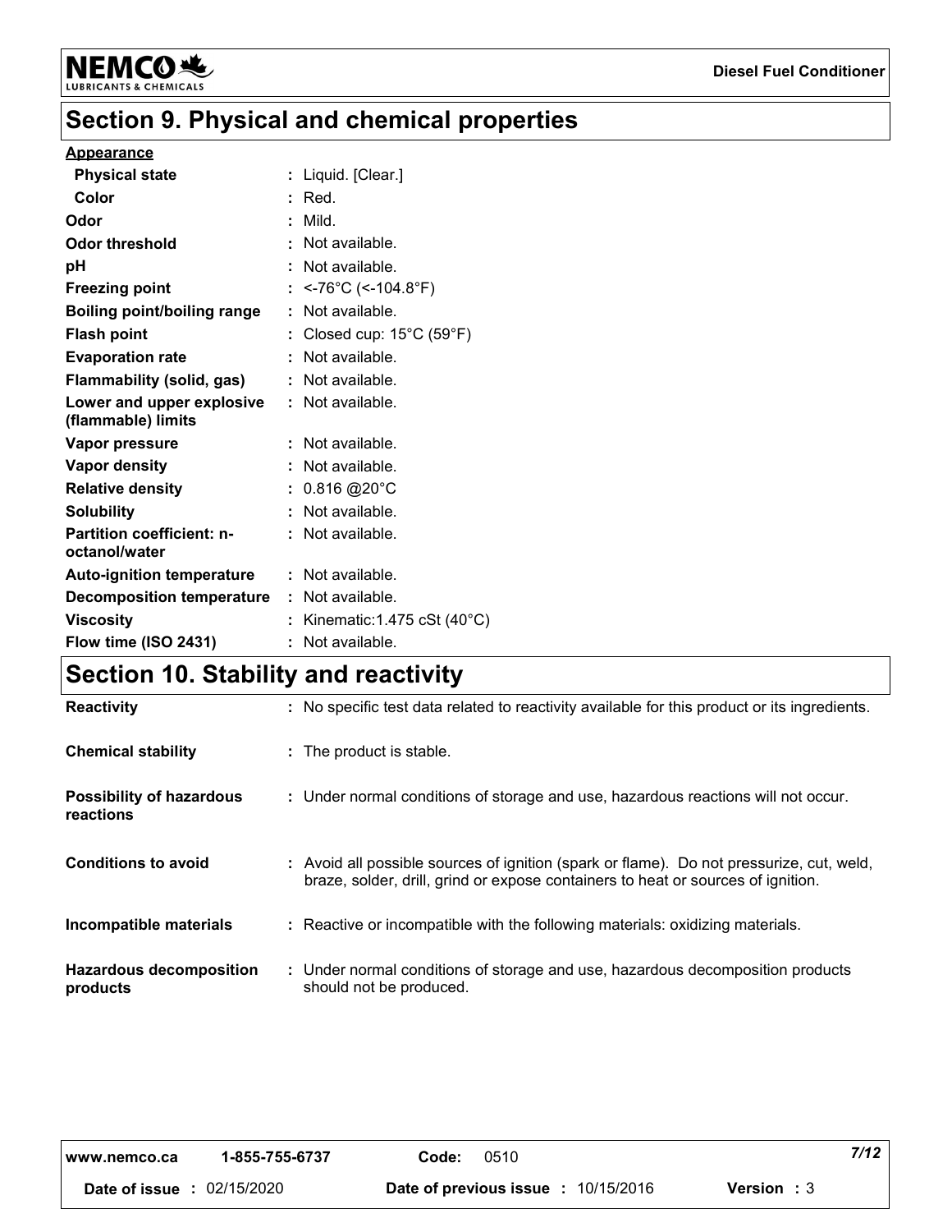## Section 9. Physical and chemical properties

**Appearance**

| | |
|---|---|
| **Physical state** | : Liquid. [Clear.] |
| **Color** | : Red. |
| **Odor** | : Mild. |
| **Odor threshold** | : Not available. |
| **pH** | : Not available. |
| **Freezing point** | : <-76°C (<-104.8°F) |
| **Boiling point/boiling range** | : Not available. |
| **Flash point** | : Closed cup: 15°C (59°F) |
| **Evaporation rate** | : Not available. |
| **Flammability (solid, gas)** | : Not available. |
| **Lower and upper explosive (flammable) limits** | : Not available. |
| **Vapor pressure** | : Not available. |
| **Vapor density** | : Not available. |
| **Relative density** | : 0.816 @20°C |
| **Solubility** | : Not available. |
| **Partition coefficient: n-octanol/water** | : Not available. |
| **Auto-ignition temperature** | : Not available. |
| **Decomposition temperature** | : Not available. |
| **Viscosity** | : Kinematic:1.475 cSt (40°C) |
| **Flow time (ISO 2431)** | : Not available. |

## Section 10. Stability and reactivity

| | |
|---|---|
| **Reactivity** | : No specific test data related to reactivity available for this product or its ingredients. |
| **Chemical stability** | : The product is stable. |
| **Possibility of hazardous reactions** | : Under normal conditions of storage and use, hazardous reactions will not occur. |
| **Conditions to avoid** | : Avoid all possible sources of ignition (spark or flame). Do not pressurize, cut, weld, braze, solder, drill, grind or expose containers to heat or sources of ignition. |
| **Incompatible materials** | : Reactive or incompatible with the following materials: oxidizing materials. |
| **Hazardous decomposition products** | : Under normal conditions of storage and use, hazardous decomposition products should not be produced. |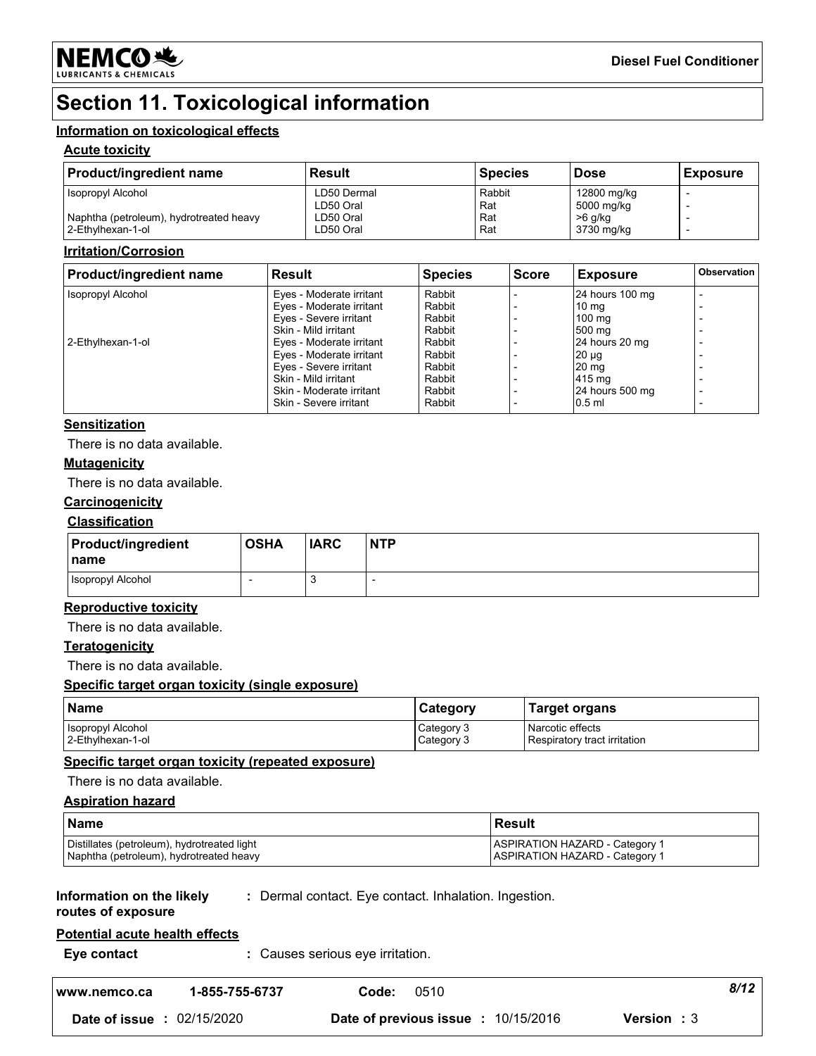# Section 11. Toxicological information

## Information on toxicological effects

### Acute toxicity

| Product/ingredient name | Result | Species | Dose | Exposure |
|---|---|---|---|---|
| Isopropyl Alcohol | LD50 Dermal | Rabbit | 12800 mg/kg | - |
| | LD50 Oral | Rat | 5000 mg/kg | - |
| Naphtha (petroleum), hydrotreated heavy | LD50 Oral | Rat | >6 g/kg | - |
| 2-Ethylhexan-1-ol | LD50 Oral | Rat | 3730 mg/kg | - |

### Irritation/Corrosion

| Product/ingredient name | Result | Species | Score | Exposure | Observation |
|---|---|---|---|---|---|
| Isopropyl Alcohol | Eyes - Moderate irritant | Rabbit | - | 24 hours 100 mg | - |
| | Eyes - Moderate irritant | Rabbit | - | 10 mg | - |
| | Eyes - Severe irritant | Rabbit | - | 100 mg | - |
| | Skin - Mild irritant | Rabbit | - | 500 mg | - |
| 2-Ethylhexan-1-ol | Eyes - Moderate irritant | Rabbit | - | 24 hours 20 mg | - |
| | Eyes - Moderate irritant | Rabbit | - | 20 µg | - |
| | Eyes - Severe irritant | Rabbit | - | 20 mg | - |
| | Skin - Mild irritant | Rabbit | - | 415 mg | - |
| | Skin - Moderate irritant | Rabbit | - | 24 hours 500 mg | - |
| | Skin - Severe irritant | Rabbit | - | 0.5 ml | - |

### Sensitization

There is no data available.

### Mutagenicity

There is no data available.

### Carcinogenicity

#### Classification

| Product/ingredient name | OSHA | IARC | NTP |
|---|---|---|---|
| Isopropyl Alcohol | - | 3 | - |

### Reproductive toxicity

There is no data available.

### Teratogenicity

There is no data available.

### Specific target organ toxicity (single exposure)

| Name | Category | Target organs |
|---|---|---|
| Isopropyl Alcohol | Category 3 | Narcotic effects |
| 2-Ethylhexan-1-ol | Category 3 | Respiratory tract irritation |

### Specific target organ toxicity (repeated exposure)

There is no data available.

### Aspiration hazard

| Name | Result |
|---|---|
| Distillates (petroleum), hydrotreated light | ASPIRATION HAZARD - Category 1 |
| Naphtha (petroleum), hydrotreated heavy | ASPIRATION HAZARD - Category 1 |

**Information on the likely routes of exposure** : Dermal contact. Eye contact. Inhalation. Ingestion.

### Potential acute health effects

**Eye contact** : Causes serious eye irritation.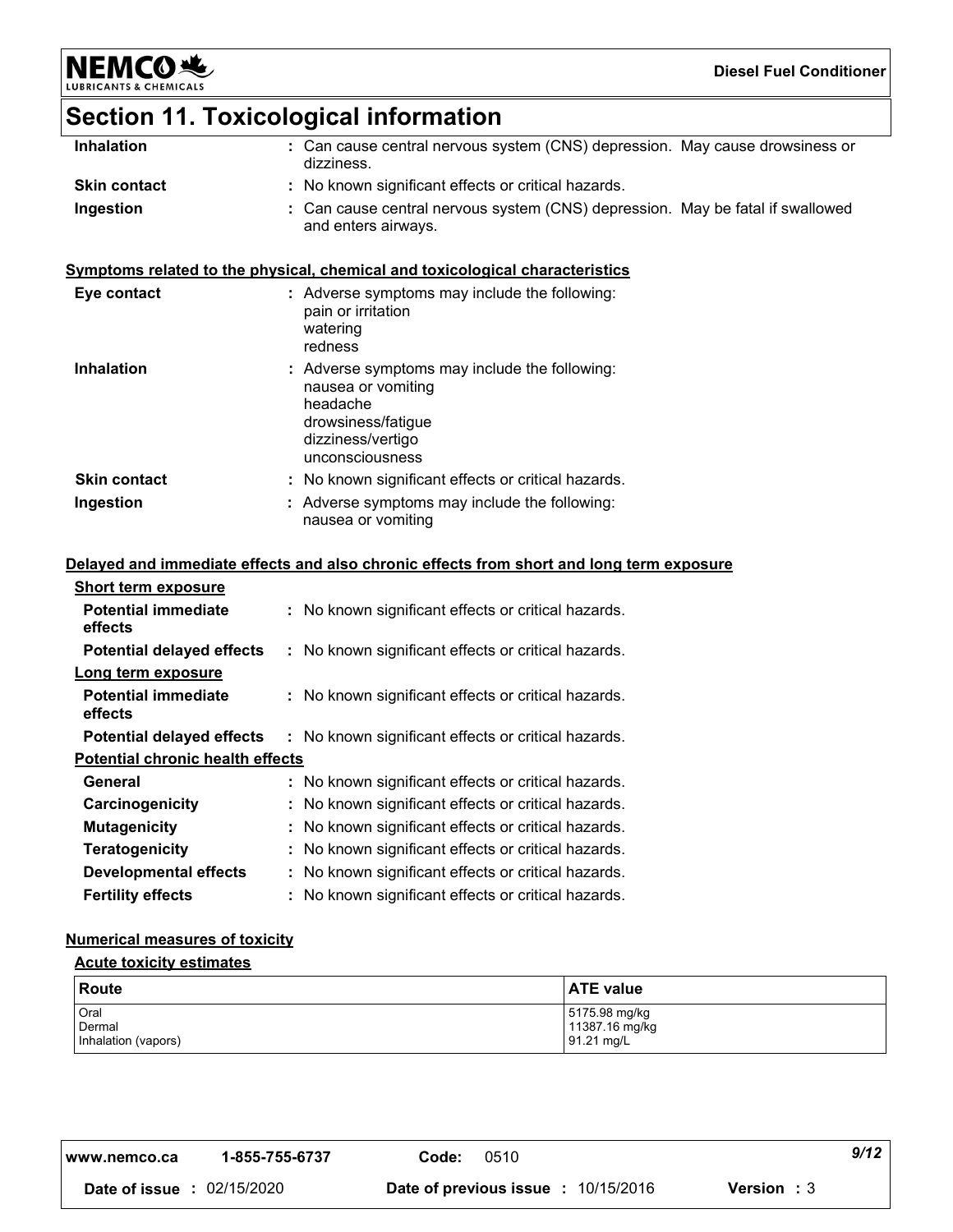## Section 11. Toxicological information

| | |
|---|---|
| **Inhalation** | : Can cause central nervous system (CNS) depression. May cause drowsiness or dizziness. |
| **Skin contact** | : No known significant effects or critical hazards. |
| **Ingestion** | : Can cause central nervous system (CNS) depression. May be fatal if swallowed and enters airways. |

**Symptoms related to the physical, chemical and toxicological characteristics**

| | |
|---|---|
| **Eye contact** | : Adverse symptoms may include the following:<br>pain or irritation<br>watering<br>redness |
| **Inhalation** | : Adverse symptoms may include the following:<br>nausea or vomiting<br>headache<br>drowsiness/fatigue<br>dizziness/vertigo<br>unconsciousness |
| **Skin contact** | : No known significant effects or critical hazards. |
| **Ingestion** | : Adverse symptoms may include the following:<br>nausea or vomiting |

**Delayed and immediate effects and also chronic effects from short and long term exposure**

**Short term exposure**

| | |
|---|---|
| **Potential immediate effects** | : No known significant effects or critical hazards. |
| **Potential delayed effects** | : No known significant effects or critical hazards. |

**Long term exposure**

| | |
|---|---|
| **Potential immediate effects** | : No known significant effects or critical hazards. |
| **Potential delayed effects** | : No known significant effects or critical hazards. |

**Potential chronic health effects**

| | |
|---|---|
| **General** | : No known significant effects or critical hazards. |
| **Carcinogenicity** | : No known significant effects or critical hazards. |
| **Mutagenicity** | : No known significant effects or critical hazards. |
| **Teratogenicity** | : No known significant effects or critical hazards. |
| **Developmental effects** | : No known significant effects or critical hazards. |
| **Fertility effects** | : No known significant effects or critical hazards. |

**Numerical measures of toxicity**

**Acute toxicity estimates**

| Route | ATE value |
|---|---|
| Oral | 5175.98 mg/kg |
| Dermal | 11387.16 mg/kg |
| Inhalation (vapors) | 91.21 mg/L |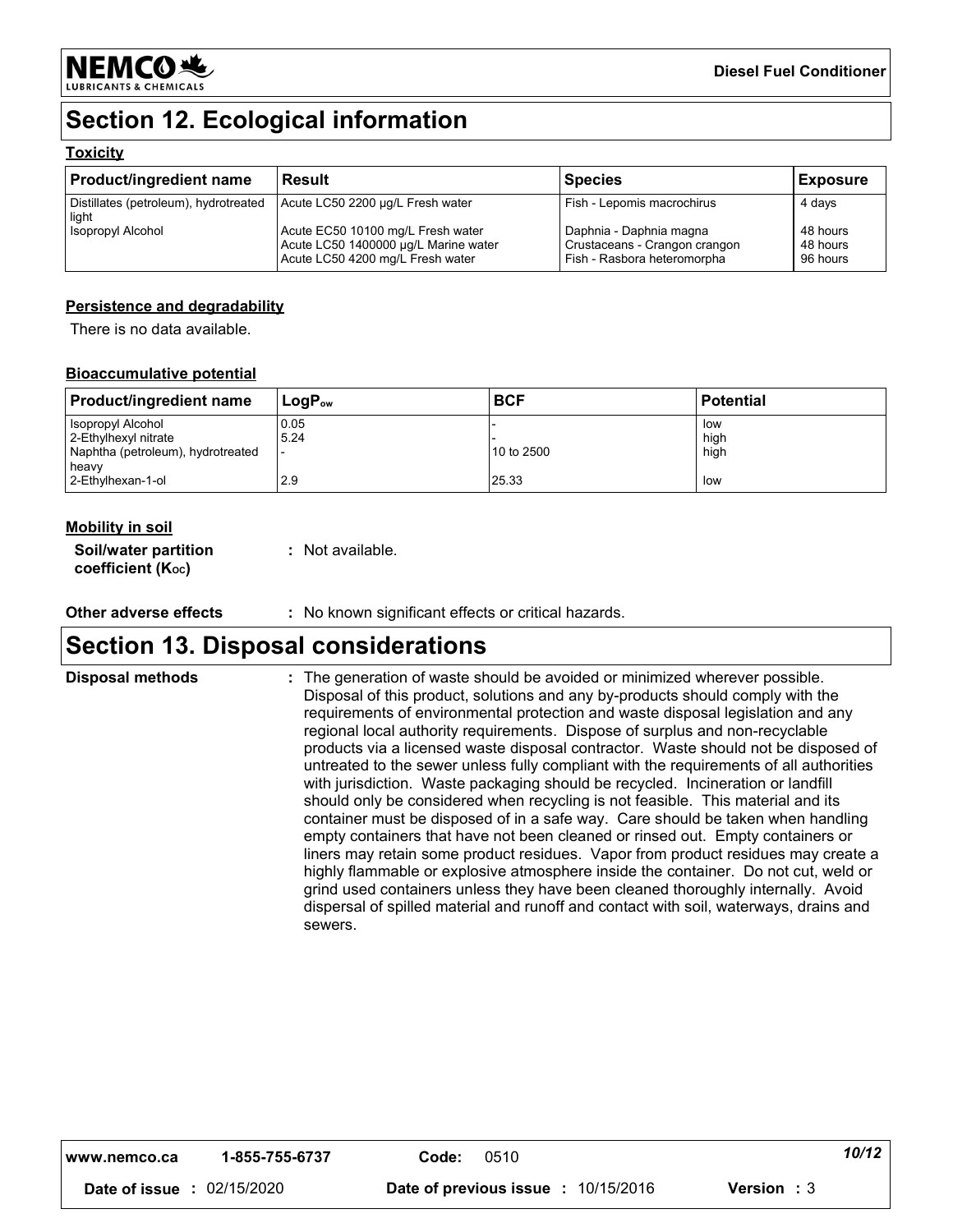# Section 12. Ecological information

### Toxicity

| Product/ingredient name | Result | Species | Exposure |
|---|---|---|---|
| Distillates (petroleum), hydrotreated light | Acute LC50 2200 µg/L Fresh water | Fish - Lepomis macrochirus | 4 days |
| Isopropyl Alcohol | Acute EC50 10100 mg/L Fresh water | Daphnia - Daphnia magna | 48 hours |
| | Acute LC50 1400000 µg/L Marine water | Crustaceans - Crangon crangon | 48 hours |
| | Acute LC50 4200 mg/L Fresh water | Fish - Rasbora heteromorpha | 96 hours |

### Persistence and degradability

There is no data available.

### Bioaccumulative potential

| Product/ingredient name | $LogP_{ow}$ | BCF | Potential |
|---|---|---|---|
| Isopropyl Alcohol | 0.05 | - | low |
| 2-Ethylhexyl nitrate | 5.24 | - | high |
| Naphtha (petroleum), hydrotreated heavy | - | 10 to 2500 | high |
| 2-Ethylhexan-1-ol | 2.9 | 25.33 | low |

### Mobility in soil

**Soil/water partition coefficient ($K_{OC}$)** : Not available.

**Other adverse effects** : No known significant effects or critical hazards.

# Section 13. Disposal considerations

**Disposal methods** : The generation of waste should be avoided or minimized wherever possible. Disposal of this product, solutions and any by-products should comply with the requirements of environmental protection and waste disposal legislation and any regional local authority requirements. Dispose of surplus and non-recyclable products via a licensed waste disposal contractor. Waste should not be disposed of untreated to the sewer unless fully compliant with the requirements of all authorities with jurisdiction. Waste packaging should be recycled. Incineration or landfill should only be considered when recycling is not feasible. This material and its container must be disposed of in a safe way. Care should be taken when handling empty containers that have not been cleaned or rinsed out. Empty containers or liners may retain some product residues. Vapor from product residues may create a highly flammable or explosive atmosphere inside the container. Do not cut, weld or grind used containers unless they have been cleaned thoroughly internally. Avoid dispersal of spilled material and runoff and contact with soil, waterways, drains and sewers.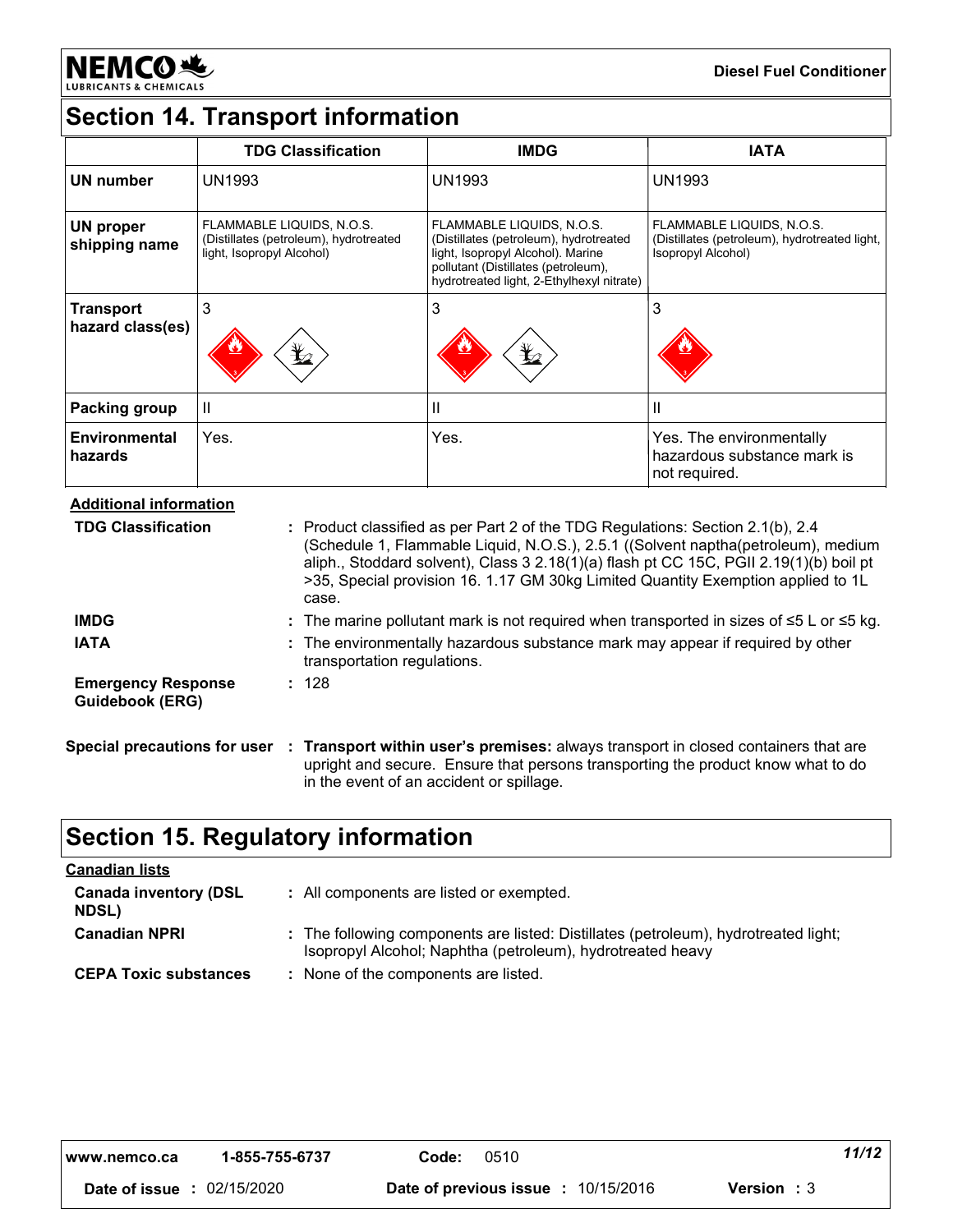## Section 14. Transport information

| | TDG Classification | IMDG | IATA |
|---|---|---|---|
| **UN number** | UN1993 | UN1993 | UN1993 |
| **UN proper shipping name** | FLAMMABLE LIQUIDS, N.O.S. (Distillates (petroleum), hydrotreated light, Isopropyl Alcohol) | FLAMMABLE LIQUIDS, N.O.S. (Distillates (petroleum), hydrotreated light, Isopropyl Alcohol). Marine pollutant (Distillates (petroleum), hydrotreated light, 2-Ethylhexyl nitrate) | FLAMMABLE LIQUIDS, N.O.S. (Distillates (petroleum), hydrotreated light, Isopropyl Alcohol) |
| **Transport hazard class(es)** | 3 | 3 | 3 |
| **Packing group** | II | II | II |
| **Environmental hazards** | Yes. | Yes. | Yes. The environmentally hazardous substance mark is not required. |

**Additional information**

**TDG Classification** : Product classified as per Part 2 of the TDG Regulations: Section 2.1(b), 2.4 (Schedule 1, Flammable Liquid, N.O.S.), 2.5.1 ((Solvent naptha(petroleum), medium aliph., Stoddard solvent), Class 3 2.18(1)(a) flash pt CC 15C, PGII 2.19(1)(b) boil pt >35, Special provision 16. 1.17 GM 30kg Limited Quantity Exemption applied to 1L case.

**IMDG** : The marine pollutant mark is not required when transported in sizes of ≤5 L or ≤5 kg.

**IATA** : The environmentally hazardous substance mark may appear if required by other transportation regulations.

**Emergency Response Guidebook (ERG)** : 128

**Special precautions for user** : **Transport within user's premises:** always transport in closed containers that are upright and secure. Ensure that persons transporting the product know what to do in the event of an accident or spillage.

## Section 15. Regulatory information

**Canadian lists**

**Canada inventory (DSL NDSL)** : All components are listed or exempted.

**Canadian NPRI** : The following components are listed: Distillates (petroleum), hydrotreated light; Isopropyl Alcohol; Naphtha (petroleum), hydrotreated heavy

**CEPA Toxic substances** : None of the components are listed.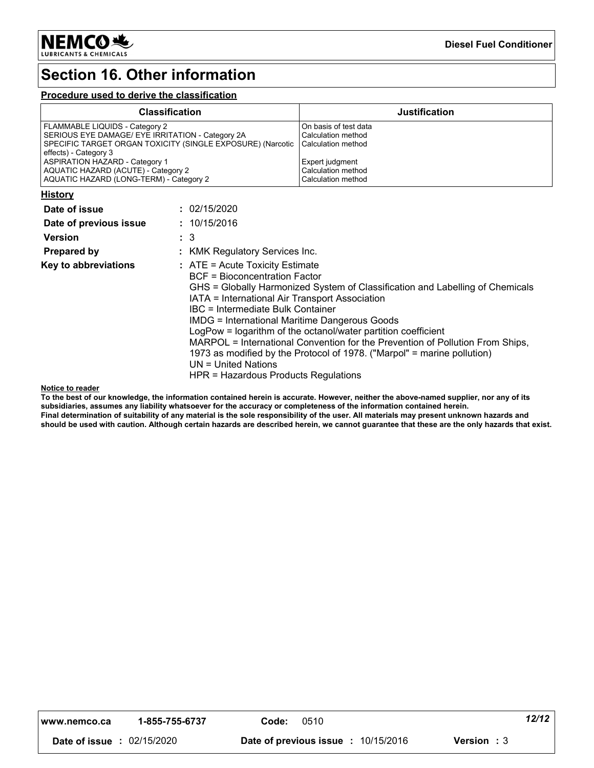## Section 16. Other information

**Procedure used to derive the classification**

| Classification | Justification |
|---|---|
| FLAMMABLE LIQUIDS - Category 2 | On basis of test data |
| SERIOUS EYE DAMAGE/ EYE IRRITATION - Category 2A | Calculation method |
| SPECIFIC TARGET ORGAN TOXICITY (SINGLE EXPOSURE) (Narcotic effects) - Category 3 | Calculation method |
| ASPIRATION HAZARD - Category 1 | Expert judgment |
| AQUATIC HAZARD (ACUTE) - Category 2 | Calculation method |
| AQUATIC HAZARD (LONG-TERM) - Category 2 | Calculation method |

**History**

**Date of issue** : 02/15/2020

**Date of previous issue** : 10/15/2016

**Version** : 3

**Prepared by** : KMK Regulatory Services Inc.

**Key to abbreviations** : ATE = Acute Toxicity Estimate
BCF = Bioconcentration Factor
GHS = Globally Harmonized System of Classification and Labelling of Chemicals
IATA = International Air Transport Association
IBC = Intermediate Bulk Container
IMDG = International Maritime Dangerous Goods
LogPow = logarithm of the octanol/water partition coefficient
MARPOL = International Convention for the Prevention of Pollution From Ships, 1973 as modified by the Protocol of 1978. ("Marpol" = marine pollution)
UN = United Nations
HPR = Hazardous Products Regulations

**Notice to reader**

**To the best of our knowledge, the information contained herein is accurate. However, neither the above-named supplier, nor any of its subsidiaries, assumes any liability whatsoever for the accuracy or completeness of the information contained herein.**
**Final determination of suitability of any material is the sole responsibility of the user. All materials may present unknown hazards and should be used with caution. Although certain hazards are described herein, we cannot guarantee that these are the only hazards that exist.**